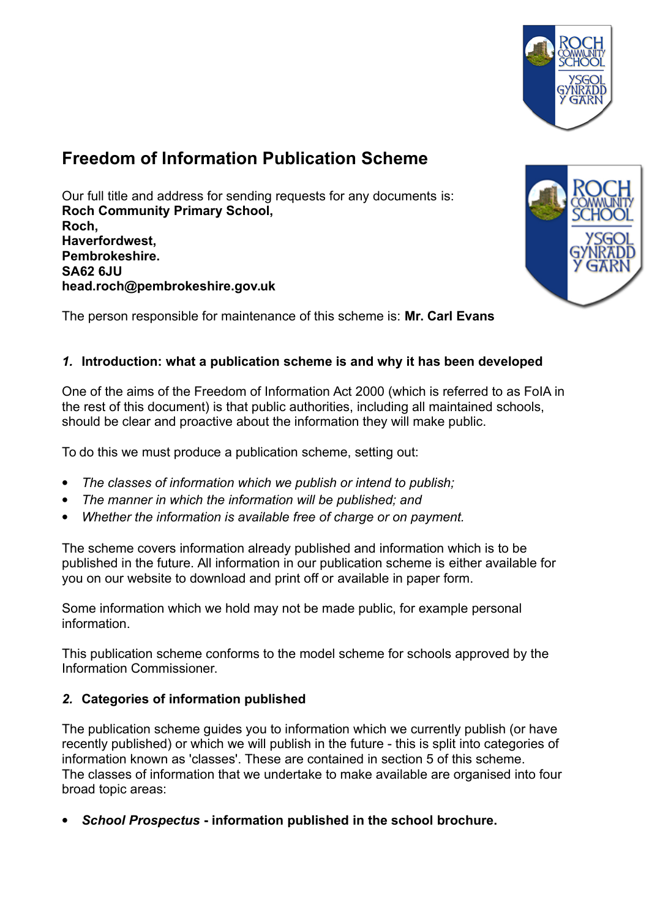# Freedom of Information Publication Scheme

Our full title and address for sending requests for any documents is:
**Roch Community Primary School,**
**Roch,**
**Haverfordwest,**
**Pembrokeshire.**
**SA62 6JU**
**head.roch@pembrokeshire.gov.uk**

The person responsible for maintenance of this scheme is: **Mr. Carl Evans**

## *1.* Introduction: what a publication scheme is and why it has been developed

One of the aims of the Freedom of Information Act 2000 (which is referred to as FoIA in the rest of this document) is that public authorities, including all maintained schools, should be clear and proactive about the information they will make public.

To do this we must produce a publication scheme, setting out:

- *The classes of information which we publish or intend to publish;*
- *The manner in which the information will be published; and*
- *Whether the information is available free of charge or on payment.*

The scheme covers information already published and information which is to be published in the future. All information in our publication scheme is either available for you on our website to download and print off or available in paper form.

Some information which we hold may not be made public, for example personal information.

This publication scheme conforms to the model scheme for schools approved by the Information Commissioner.

## *2.* Categories of information published

The publication scheme guides you to information which we currently publish (or have recently published) or which we will publish in the future - this is split into categories of information known as 'classes'. These are contained in section 5 of this scheme.
The classes of information that we undertake to make available are organised into four broad topic areas:

- ***School Prospectus* - information published in the school brochure.**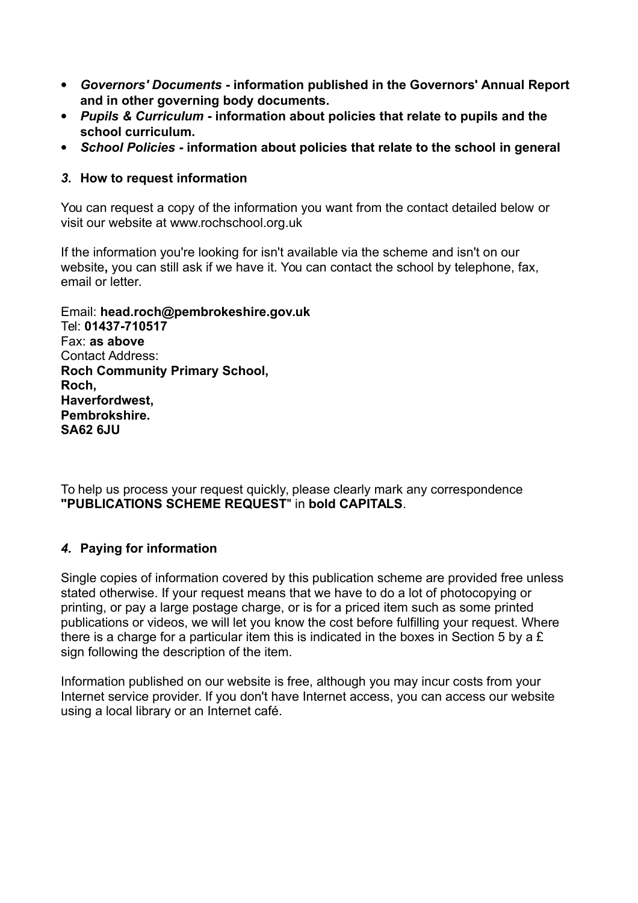- ***Governors' Documents*** **- information published in the Governors' Annual Report and in other governing body documents.**
- ***Pupils & Curriculum*** **- information about policies that relate to pupils and the school curriculum.**
- ***School Policies*** **- information about policies that relate to the school in general**

### *3.* How to request information

You can request a copy of the information you want from the contact detailed below or visit our website at www.rochschool.org.uk

If the information you're looking for isn't available via the scheme and isn't on our website**,** you can still ask if we have it. You can contact the school by telephone, fax, email or letter.

Email: **head.roch@pembrokeshire.gov.uk**
Tel: **01437-710517**
Fax: **as above**
Contact Address:
**Roch Community Primary School,**
**Roch,**
**Haverfordwest,**
**Pembrokeshire.**
**SA62 6JU**

To help us process your request quickly, please clearly mark any correspondence **"PUBLICATIONS SCHEME REQUEST"** in **bold CAPITALS**.

### *4.* Paying for information

Single copies of information covered by this publication scheme are provided free unless stated otherwise. If your request means that we have to do a lot of photocopying or printing, or pay a large postage charge, or is for a priced item such as some printed publications or videos, we will let you know the cost before fulfilling your request. Where there is a charge for a particular item this is indicated in the boxes in Section 5 by a £ sign following the description of the item.

Information published on our website is free, although you may incur costs from your Internet service provider. If you don't have Internet access, you can access our website using a local library or an Internet café.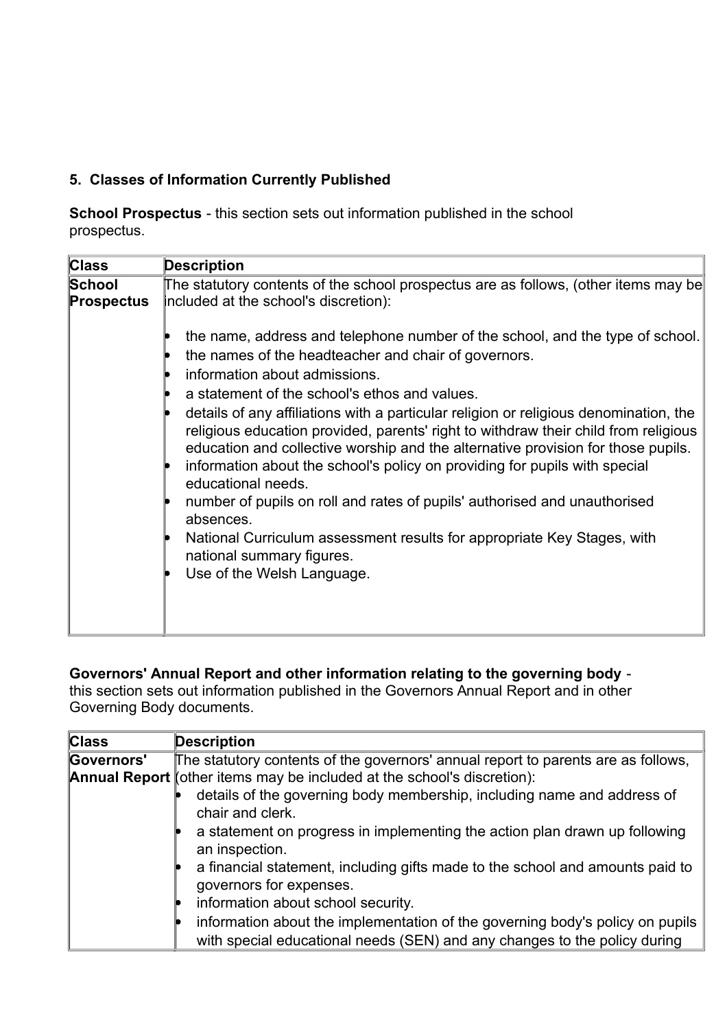### 5. Classes of Information Currently Published

**School Prospectus** - this section sets out information published in the school prospectus.

| Class | Description |
|---|---|
| **School Prospectus** | The statutory contents of the school prospectus are as follows, (other items may be included at the school's discretion):<br><br>• the name, address and telephone number of the school, and the type of school.<br>• the names of the headteacher and chair of governors.<br>• information about admissions.<br>• a statement of the school's ethos and values.<br>• details of any affiliations with a particular religion or religious denomination, the religious education provided, parents' right to withdraw their child from religious education and collective worship and the alternative provision for those pupils.<br>• information about the school's policy on providing for pupils with special educational needs.<br>• number of pupils on roll and rates of pupils' authorised and unauthorised absences.<br>• National Curriculum assessment results for appropriate Key Stages, with national summary figures.<br>• Use of the Welsh Language. |

**Governors' Annual Report and other information relating to the governing body** - this section sets out information published in the Governors Annual Report and in other Governing Body documents.

| Class | Description |
|---|---|
| **Governors' Annual Report** | The statutory contents of the governors' annual report to parents are as follows, (other items may be included at the school's discretion):<br>• details of the governing body membership, including name and address of chair and clerk.<br>• a statement on progress in implementing the action plan drawn up following an inspection.<br>• a financial statement, including gifts made to the school and amounts paid to governors for expenses.<br>• information about school security.<br>• information about the implementation of the governing body's policy on pupils with special educational needs (SEN) and any changes to the policy during |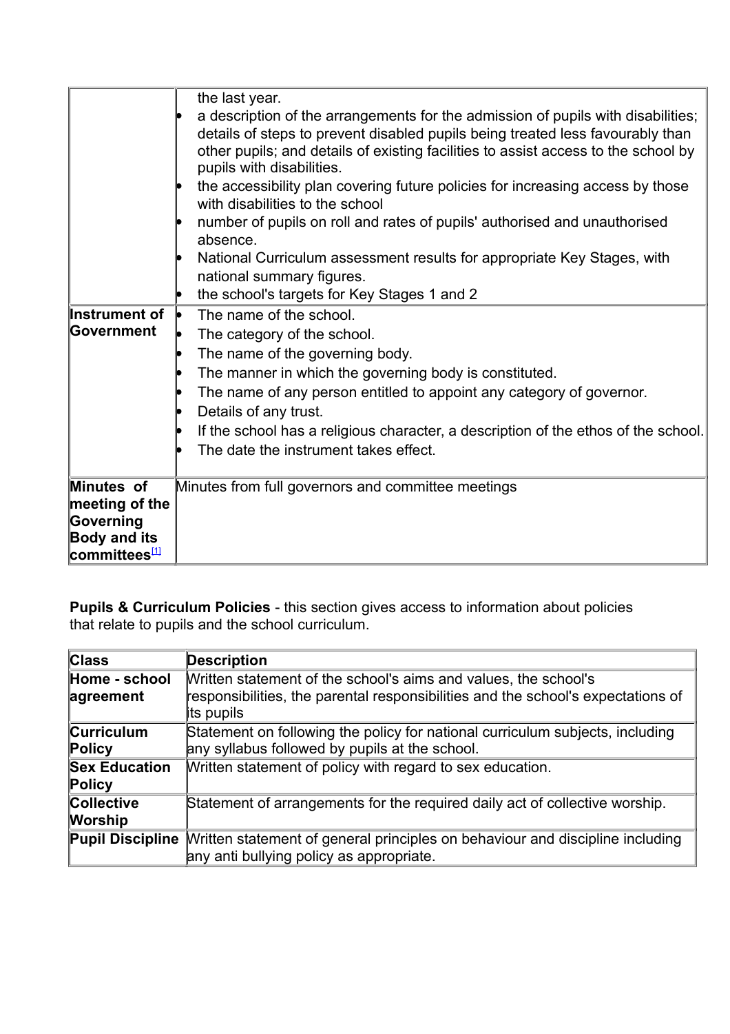| | |
|---|---|
| | the last year.<br>• a description of the arrangements for the admission of pupils with disabilities; details of steps to prevent disabled pupils being treated less favourably than other pupils; and details of existing facilities to assist access to the school by pupils with disabilities.<br>• the accessibility plan covering future policies for increasing access by those with disabilities to the school<br>• number of pupils on roll and rates of pupils' authorised and unauthorised absence.<br>• National Curriculum assessment results for appropriate Key Stages, with national summary figures.<br>• the school's targets for Key Stages 1 and 2 |
| **Instrument of Government** | • The name of the school.<br>• The category of the school.<br>• The name of the governing body.<br>• The manner in which the governing body is constituted.<br>• The name of any person entitled to appoint any category of governor.<br>• Details of any trust.<br>• If the school has a religious character, a description of the ethos of the school.<br>• The date the instrument takes effect. |
| **Minutes of meeting of the Governing Body and its committees**[1] | Minutes from full governors and committee meetings |

**Pupils & Curriculum Policies** - this section gives access to information about policies that relate to pupils and the school curriculum.

| Class | Description |
|---|---|
| **Home - school agreement** | Written statement of the school's aims and values, the school's responsibilities, the parental responsibilities and the school's expectations of its pupils |
| **Curriculum Policy** | Statement on following the policy for national curriculum subjects, including any syllabus followed by pupils at the school. |
| **Sex Education Policy** | Written statement of policy with regard to sex education. |
| **Collective Worship** | Statement of arrangements for the required daily act of collective worship. |
| **Pupil Discipline** | Written statement of general principles on behaviour and discipline including any anti bullying policy as appropriate. |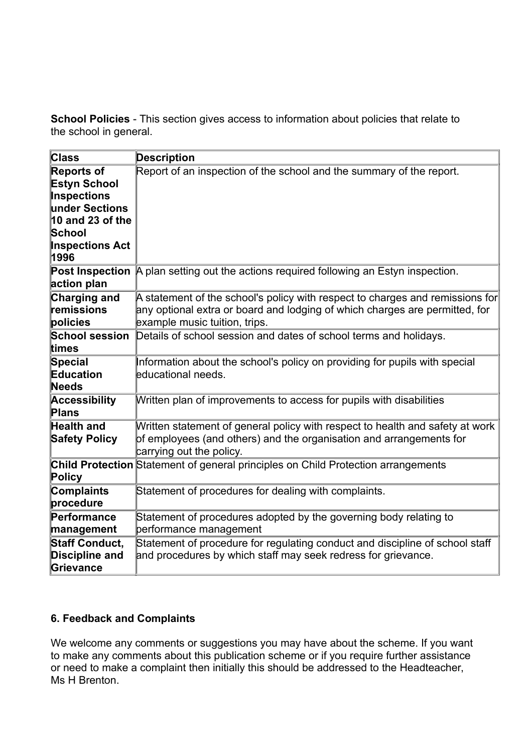**School Policies** - This section gives access to information about policies that relate to the school in general.

| Class | Description |
|---|---|
| **Reports of Estyn School Inspections under Sections 10 and 23 of the School Inspections Act 1996** | Report of an inspection of the school and the summary of the report. |
| **Post Inspection action plan** | A plan setting out the actions required following an Estyn inspection. |
| **Charging and remissions policies** | A statement of the school's policy with respect to charges and remissions for any optional extra or board and lodging of which charges are permitted, for example music tuition, trips. |
| **School session times** | Details of school session and dates of school terms and holidays. |
| **Special Education Needs** | Information about the school's policy on providing for pupils with special educational needs. |
| **Accessibility Plans** | Written plan of improvements to access for pupils with disabilities |
| **Health and Safety Policy** | Written statement of general policy with respect to health and safety at work of employees (and others) and the organisation and arrangements for carrying out the policy. |
| **Child Protection Policy** | Statement of general principles on Child Protection arrangements |
| **Complaints procedure** | Statement of procedures for dealing with complaints. |
| **Performance management** | Statement of procedures adopted by the governing body relating to performance management |
| **Staff Conduct, Discipline and Grievance** | Statement of procedure for regulating conduct and discipline of school staff and procedures by which staff may seek redress for grievance. |

## 6. Feedback and Complaints

We welcome any comments or suggestions you may have about the scheme. If you want to make any comments about this publication scheme or if you require further assistance or need to make a complaint then initially this should be addressed to the Headteacher, Ms H Brenton.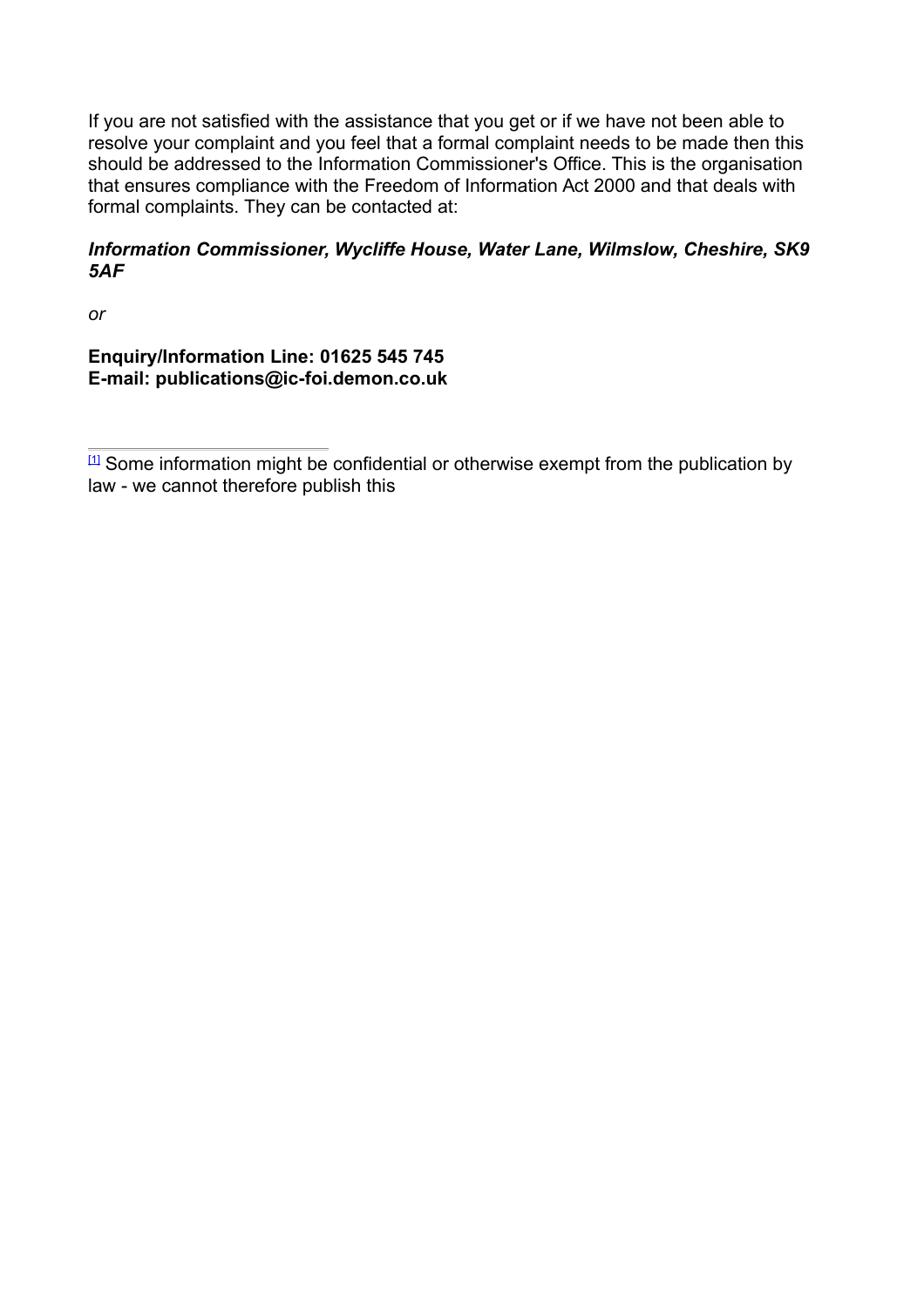If you are not satisfied with the assistance that you get or if we have not been able to resolve your complaint and you feel that a formal complaint needs to be made then this should be addressed to the Information Commissioner's Office. This is the organisation that ensures compliance with the Freedom of Information Act 2000 and that deals with formal complaints. They can be contacted at:

***Information Commissioner, Wycliffe House, Water Lane, Wilmslow, Cheshire, SK9 5AF***

*or*

**Enquiry/Information Line: 01625 545 745**
**E-mail: publications@ic-foi.demon.co.uk**

---

[1] Some information might be confidential or otherwise exempt from the publication by law - we cannot therefore publish this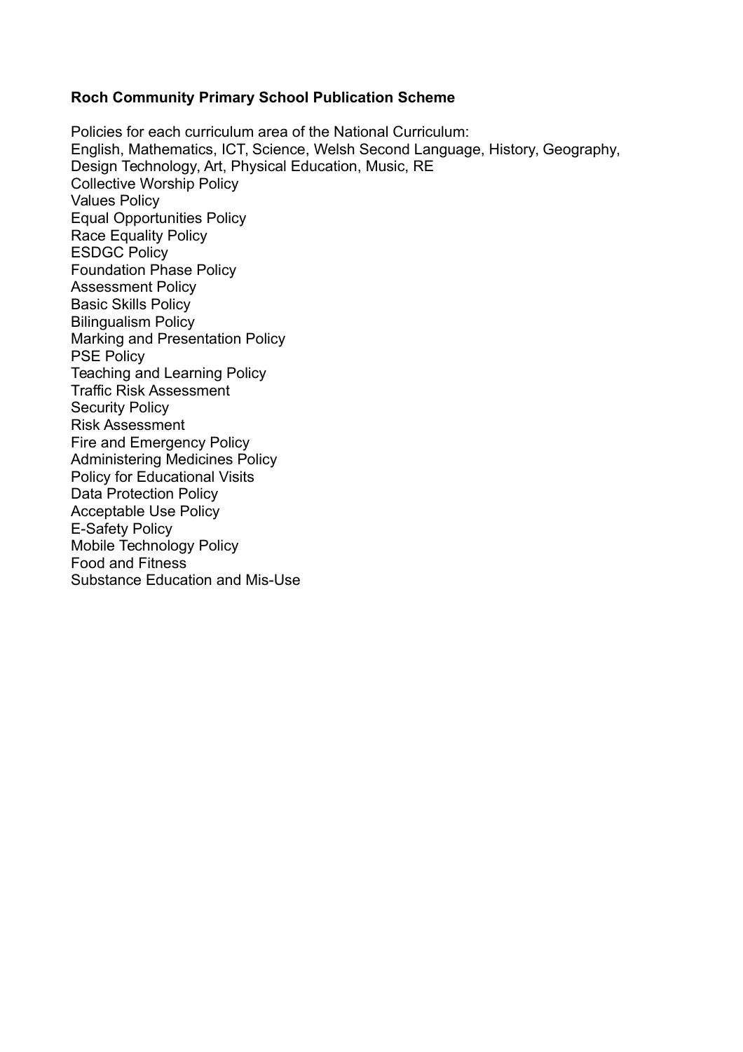**Roch Community Primary School Publication Scheme**

Policies for each curriculum area of the National Curriculum:
English, Mathematics, ICT, Science, Welsh Second Language, History, Geography, Design Technology, Art, Physical Education, Music, RE
Collective Worship Policy
Values Policy
Equal Opportunities Policy
Race Equality Policy
ESDGC Policy
Foundation Phase Policy
Assessment Policy
Basic Skills Policy
Bilingualism Policy
Marking and Presentation Policy
PSE Policy
Teaching and Learning Policy
Traffic Risk Assessment
Security Policy
Risk Assessment
Fire and Emergency Policy
Administering Medicines Policy
Policy for Educational Visits
Data Protection Policy
Acceptable Use Policy
E-Safety Policy
Mobile Technology Policy
Food and Fitness
Substance Education and Mis-Use